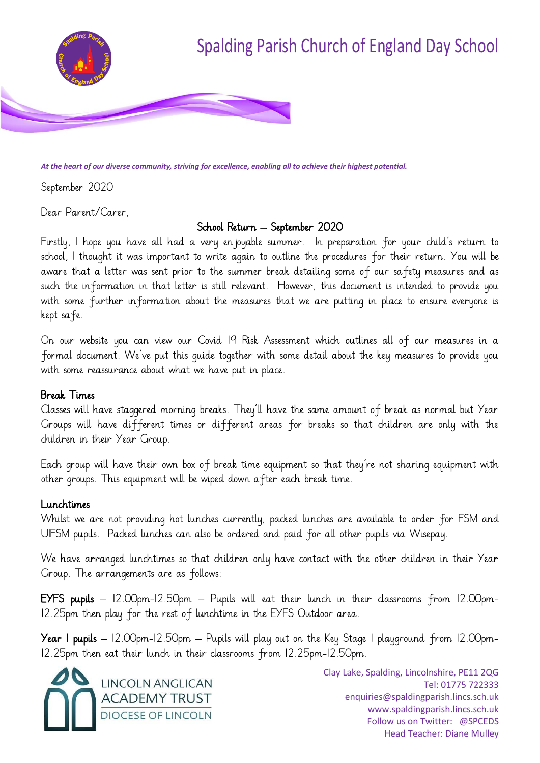# Spalding Parish Church of England Day School

*At the heart of our diverse community, striving for excellence, enabling all to achieve their highest potential.*

September 2020

Dear Parent/Carer,

## School Return – September 2020

Firstly, I hope you have all had a very enjoyable summer. In preparation for your child's return to school, I thought it was important to write again to outline the procedures for their return. You will be aware that a letter was sent prior to the summer break detailing some of our safety measures and as such the information in that letter is still relevant. However, this document is intended to provide you with some further information about the measures that we are putting in place to ensure everyone is kept safe.

On our website you can view our Covid 19 Risk Assessment which outlines all of our measures in a formal document. We've put this guide together with some detail about the key measures to provide you with some reassurance about what we have put in place.

### Break Times

Classes will have staggered morning breaks. They'll have the same amount of break as normal but Year Groups will have different times or different areas for breaks so that children are only with the children in their Year Group.

Each group will have their own box of break time equipment so that they're not sharing equipment with other groups. This equipment will be wiped down after each break time.

### Lunchtimes

Whilst we are not providing hot lunches currently, packed lunches are available to order for FSM and UIFSM pupils. Packed lunches can also be ordered and paid for all other pupils via Wisepay.

We have arranged lunchtimes so that children only have contact with the other children in their Year Group. The arrangements are as follows:

**EYFS pupils** – 12.00pm-12.50pm – Pupils will eat their lunch in their classrooms from 12.00pm-12.25pm then play for the rest of lunchtime in the EYFS Outdoor area.

**Year 1 pupils** – 12.00pm-12.50pm – Pupils will play out on the Key Stage 1 playground from 12.00pm-12.25pm then eat their lunch in their classrooms from 12.25pm-12.50pm.

LINCOLN ANGLICAN ACADEMY TRUST
DIOCESE OF LINCOLN

Clay Lake, Spalding, Lincolnshire, PE11 2QG
Tel: 01775 722333
enquiries@spaldingparish.lincs.sch.uk
www.spaldingparish.lincs.sch.uk
Follow us on Twitter: @SPCEDS
Head Teacher: Diane Mulley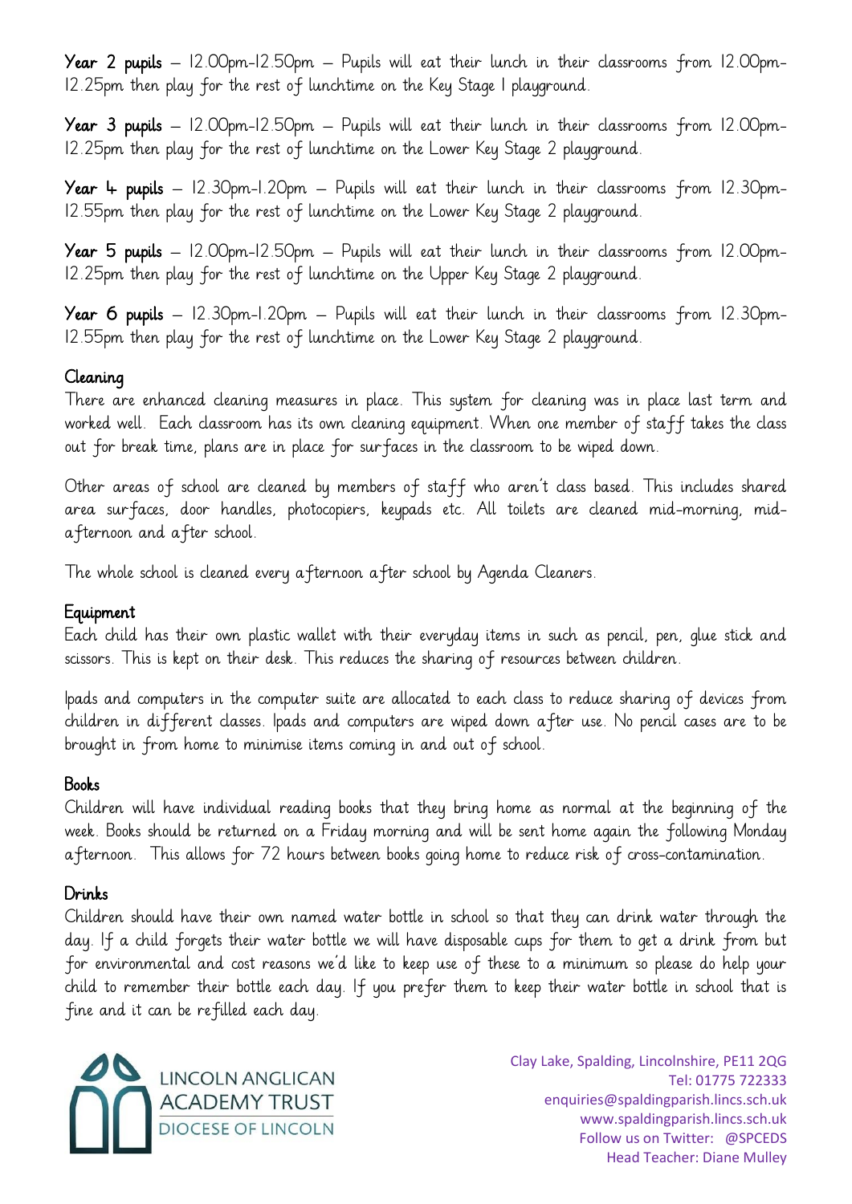**Year 2 pupils** – 12.00pm-12.50pm – Pupils will eat their lunch in their classrooms from 12.00pm-12.25pm then play for the rest of lunchtime on the Key Stage 1 playground.

**Year 3 pupils** – 12.00pm-12.50pm – Pupils will eat their lunch in their classrooms from 12.00pm-12.25pm then play for the rest of lunchtime on the Lower Key Stage 2 playground.

**Year 4 pupils** – 12.30pm-1.20pm – Pupils will eat their lunch in their classrooms from 12.30pm-12.55pm then play for the rest of lunchtime on the Lower Key Stage 2 playground.

**Year 5 pupils** – 12.00pm-12.50pm – Pupils will eat their lunch in their classrooms from 12.00pm-12.25pm then play for the rest of lunchtime on the Upper Key Stage 2 playground.

**Year 6 pupils** – 12.30pm-1.20pm – Pupils will eat their lunch in their classrooms from 12.30pm-12.55pm then play for the rest of lunchtime on the Lower Key Stage 2 playground.

## Cleaning

There are enhanced cleaning measures in place. This system for cleaning was in place last term and worked well. Each classroom has its own cleaning equipment. When one member of staff takes the class out for break time, plans are in place for surfaces in the classroom to be wiped down.

Other areas of school are cleaned by members of staff who aren't class based. This includes shared area surfaces, door handles, photocopiers, keypads etc. All toilets are cleaned mid-morning, mid-afternoon and after school.

The whole school is cleaned every afternoon after school by Agenda Cleaners.

## Equipment

Each child has their own plastic wallet with their everyday items in such as pencil, pen, glue stick and scissors. This is kept on their desk. This reduces the sharing of resources between children.

Ipads and computers in the computer suite are allocated to each class to reduce sharing of devices from children in different classes. Ipads and computers are wiped down after use. No pencil cases are to be brought in from home to minimise items coming in and out of school.

## Books

Children will have individual reading books that they bring home as normal at the beginning of the week. Books should be returned on a Friday morning and will be sent home again the following Monday afternoon. This allows for 72 hours between books going home to reduce risk of cross-contamination.

## Drinks

Children should have their own named water bottle in school so that they can drink water through the day. If a child forgets their water bottle we will have disposable cups for them to get a drink from but for environmental and cost reasons we'd like to keep use of these to a minimum so please do help your child to remember their bottle each day. If you prefer them to keep their water bottle in school that is fine and it can be refilled each day.

LINCOLN ANGLICAN ACADEMY TRUST
DIOCESE OF LINCOLN

Clay Lake, Spalding, Lincolnshire, PE11 2QG
Tel: 01775 722333
enquiries@spaldingparish.lincs.sch.uk
www.spaldingparish.lincs.sch.uk
Follow us on Twitter: @SPCEDS
Head Teacher: Diane Mulley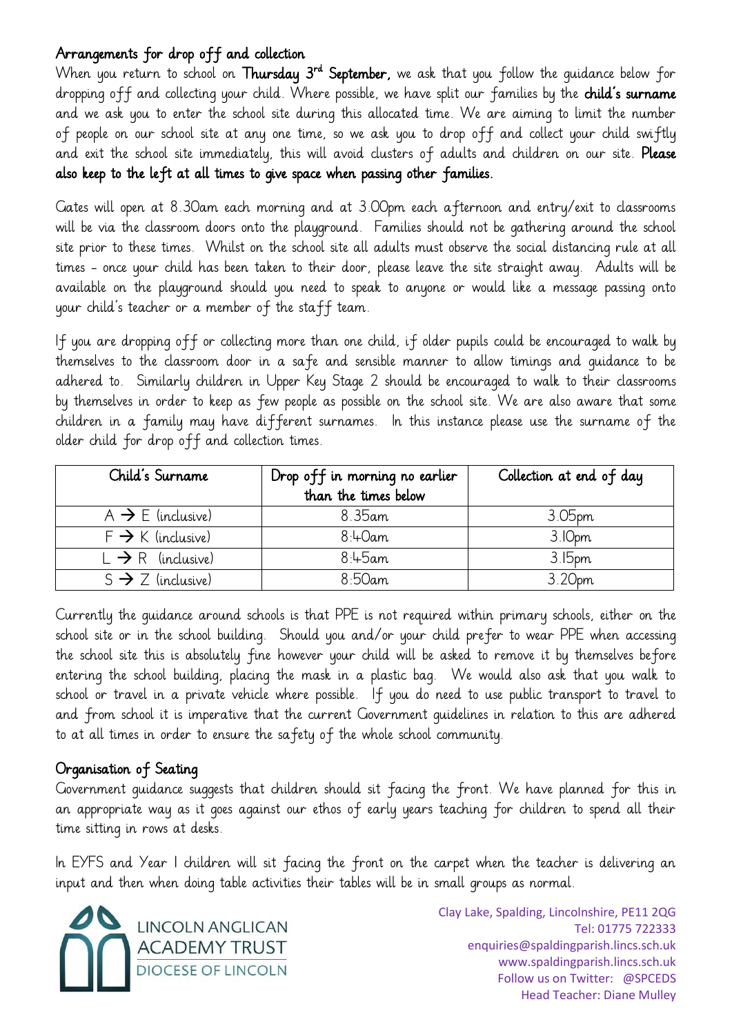## Arrangements for drop off and collection

When you return to school on **Thursday 3rd September,** we ask that you follow the guidance below for dropping off and collecting your child. Where possible, we have split our families by the **child's surname** and we ask you to enter the school site during this allocated time. We are aiming to limit the number of people on our school site at any one time, so we ask you to drop off and collect your child swiftly and exit the school site immediately, this will avoid clusters of adults and children on our site. **Please also keep to the left at all times to give space when passing other families.**

Gates will open at 8.30am each morning and at 3.00pm each afternoon and entry/exit to classrooms will be via the classroom doors onto the playground. Families should not be gathering around the school site prior to these times. Whilst on the school site all adults must observe the social distancing rule at all times – once your child has been taken to their door, please leave the site straight away. Adults will be available on the playground should you need to speak to anyone or would like a message passing onto your child's teacher or a member of the staff team.

If you are dropping off or collecting more than one child, if older pupils could be encouraged to walk by themselves to the classroom door in a safe and sensible manner to allow timings and guidance to be adhered to. Similarly children in Upper Key Stage 2 should be encouraged to walk to their classrooms by themselves in order to keep as few people as possible on the school site. We are also aware that some children in a family may have different surnames. In this instance please use the surname of the older child for drop off and collection times.

| Child's Surname | Drop off in morning no earlier than the times below | Collection at end of day |
|---|---|---|
| A → E (inclusive) | 8.35am | 3.05pm |
| F → K (inclusive) | 8:40am | 3.10pm |
| L → R (inclusive) | 8:45am | 3.15pm |
| S → Z (inclusive) | 8:50am | 3.20pm |

Currently the guidance around schools is that PPE is not required within primary schools, either on the school site or in the school building. Should you and/or your child prefer to wear PPE when accessing the school site this is absolutely fine however your child will be asked to remove it by themselves before entering the school building, placing the mask in a plastic bag. We would also ask that you walk to school or travel in a private vehicle where possible. If you do need to use public transport to travel to and from school it is imperative that the current Government guidelines in relation to this are adhered to at all times in order to ensure the safety of the whole school community.

## Organisation of Seating

Government guidance suggests that children should sit facing the front. We have planned for this in an appropriate way as it goes against our ethos of early years teaching for children to spend all their time sitting in rows at desks.

In EYFS and Year 1 children will sit facing the front on the carpet when the teacher is delivering an input and then when doing table activities their tables will be in small groups as normal.

LINCOLN ANGLICAN ACADEMY TRUST
DIOCESE OF LINCOLN

Clay Lake, Spalding, Lincolnshire, PE11 2QG
Tel: 01775 722333
enquiries@spaldingparish.lincs.sch.uk
www.spaldingparish.lincs.sch.uk
Follow us on Twitter: @SPCEDS
Head Teacher: Diane Mulley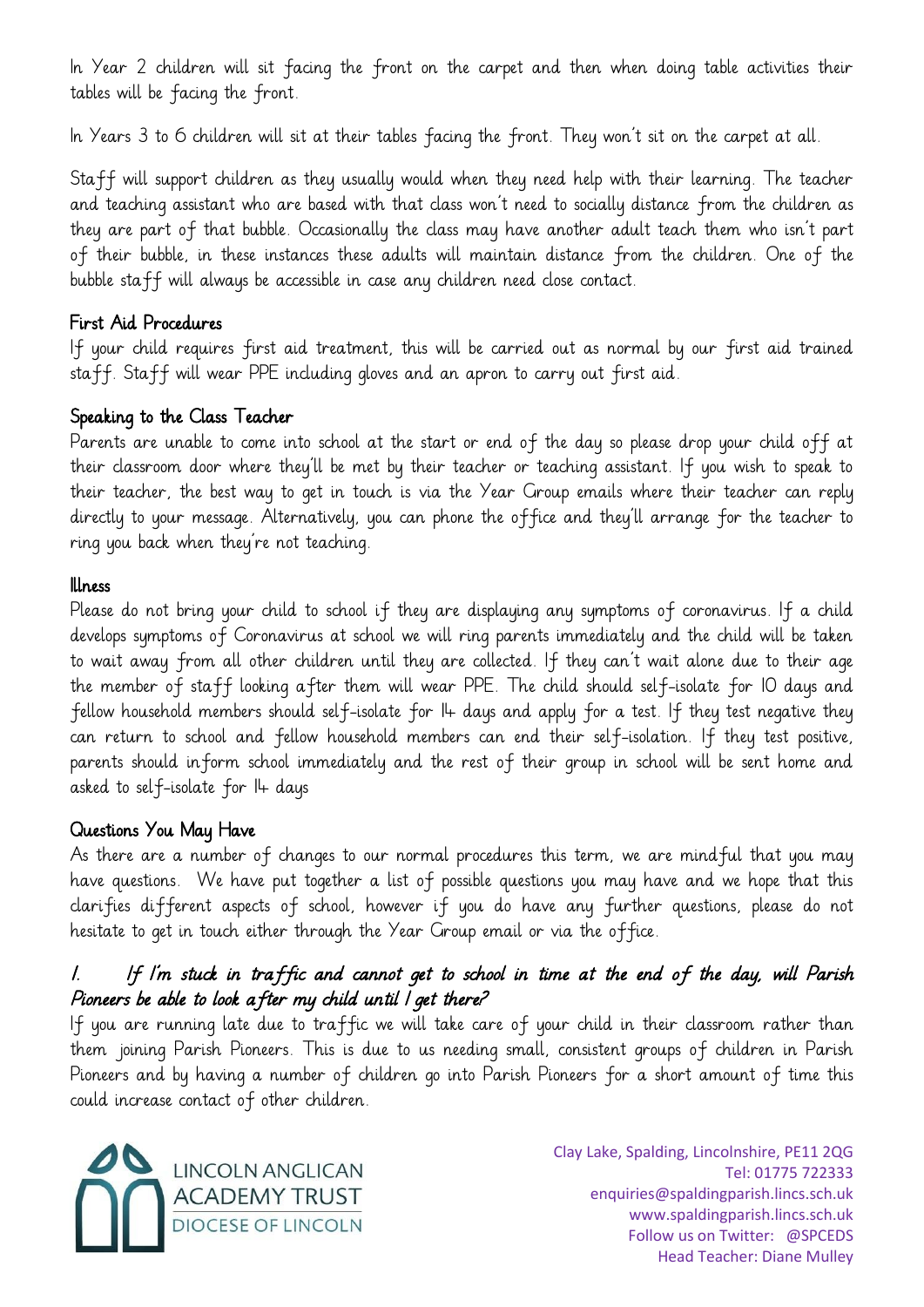In Year 2 children will sit facing the front on the carpet and then when doing table activities their tables will be facing the front.

In Years 3 to 6 children will sit at their tables facing the front. They won't sit on the carpet at all.

Staff will support children as they usually would when they need help with their learning. The teacher and teaching assistant who are based with that class won't need to socially distance from the children as they are part of that bubble. Occasionally the class may have another adult teach them who isn't part of their bubble, in these instances these adults will maintain distance from the children. One of the bubble staff will always be accessible in case any children need close contact.

## First Aid Procedures

If your child requires first aid treatment, this will be carried out as normal by our first aid trained staff. Staff will wear PPE including gloves and an apron to carry out first aid.

## Speaking to the Class Teacher

Parents are unable to come into school at the start or end of the day so please drop your child off at their classroom door where they'll be met by their teacher or teaching assistant. If you wish to speak to their teacher, the best way to get in touch is via the Year Group emails where their teacher can reply directly to your message. Alternatively, you can phone the office and they'll arrange for the teacher to ring you back when they're not teaching.

## Illness

Please do not bring your child to school if they are displaying any symptoms of coronavirus. If a child develops symptoms of Coronavirus at school we will ring parents immediately and the child will be taken to wait away from all other children until they are collected. If they can't wait alone due to their age the member of staff looking after them will wear PPE. The child should self-isolate for 10 days and fellow household members should self-isolate for 14 days and apply for a test. If they test negative they can return to school and fellow household members can end their self-isolation. If they test positive, parents should inform school immediately and the rest of their group in school will be sent home and asked to self-isolate for 14 days

## Questions You May Have

As there are a number of changes to our normal procedures this term, we are mindful that you may have questions. We have put together a list of possible questions you may have and we hope that this clarifies different aspects of school, however if you do have any further questions, please do not hesitate to get in touch either through the Year Group email or via the office.

### 1. *If I'm stuck in traffic and cannot get to school in time at the end of the day, will Parish Pioneers be able to look after my child until I get there?*

If you are running late due to traffic we will take care of your child in their classroom rather than them joining Parish Pioneers. This is due to us needing small, consistent groups of children in Parish Pioneers and by having a number of children go into Parish Pioneers for a short amount of time this could increase contact of other children.

LINCOLN ANGLICAN ACADEMY TRUST
DIOCESE OF LINCOLN

Clay Lake, Spalding, Lincolnshire, PE11 2QG
Tel: 01775 722333
enquiries@spaldingparish.lincs.sch.uk
www.spaldingparish.lincs.sch.uk
Follow us on Twitter: @SPCEDS
Head Teacher: Diane Mulley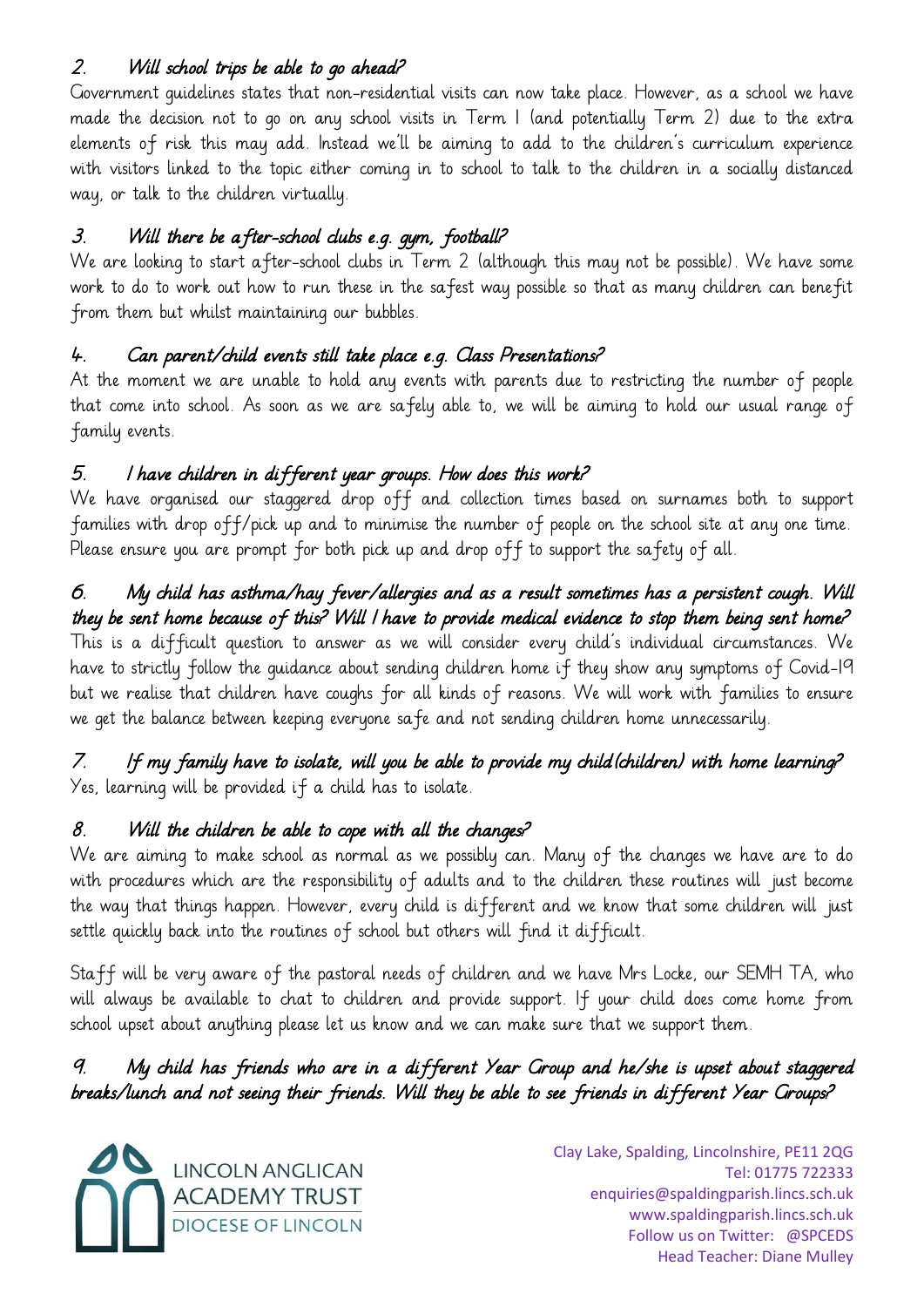### 2. *Will school trips be able to go ahead?*

Government guidelines states that non-residential visits can now take place. However, as a school we have made the decision not to go on any school visits in Term 1 (and potentially Term 2) due to the extra elements of risk this may add. Instead we'll be aiming to add to the children's curriculum experience with visitors linked to the topic either coming in to school to talk to the children in a socially distanced way, or talk to the children virtually.

### 3. *Will there be after-school clubs e.g. gym, football?*

We are looking to start after-school clubs in Term 2 (although this may not be possible). We have some work to do to work out how to run these in the safest way possible so that as many children can benefit from them but whilst maintaining our bubbles.

### 4. *Can parent/child events still take place e.g. Class Presentations?*

At the moment we are unable to hold any events with parents due to restricting the number of people that come into school. As soon as we are safely able to, we will be aiming to hold our usual range of family events.

### 5. *I have children in different year groups. How does this work?*

We have organised our staggered drop off and collection times based on surnames both to support families with drop off/pick up and to minimise the number of people on the school site at any one time. Please ensure you are prompt for both pick up and drop off to support the safety of all.

### 6. *My child has asthma/hay fever/allergies and as a result sometimes has a persistent cough. Will they be sent home because of this? Will I have to provide medical evidence to stop them being sent home?*

This is a difficult question to answer as we will consider every child's individual circumstances. We have to strictly follow the guidance about sending children home if they show any symptoms of Covid-19 but we realise that children have coughs for all kinds of reasons. We will work with families to ensure we get the balance between keeping everyone safe and not sending children home unnecessarily.

### 7. *If my family have to isolate, will you be able to provide my child(children) with home learning?*

Yes, learning will be provided if a child has to isolate.

### 8. *Will the children be able to cope with all the changes?*

We are aiming to make school as normal as we possibly can. Many of the changes we have are to do with procedures which are the responsibility of adults and to the children these routines will just become the way that things happen. However, every child is different and we know that some children will just settle quickly back into the routines of school but others will find it difficult.

Staff will be very aware of the pastoral needs of children and we have Mrs Locke, our SEMH TA, who will always be available to chat to children and provide support. If your child does come home from school upset about anything please let us know and we can make sure that we support them.

### 9. *My child has friends who are in a different Year Group and he/she is upset about staggered breaks/lunch and not seeing their friends. Will they be able to see friends in different Year Groups?*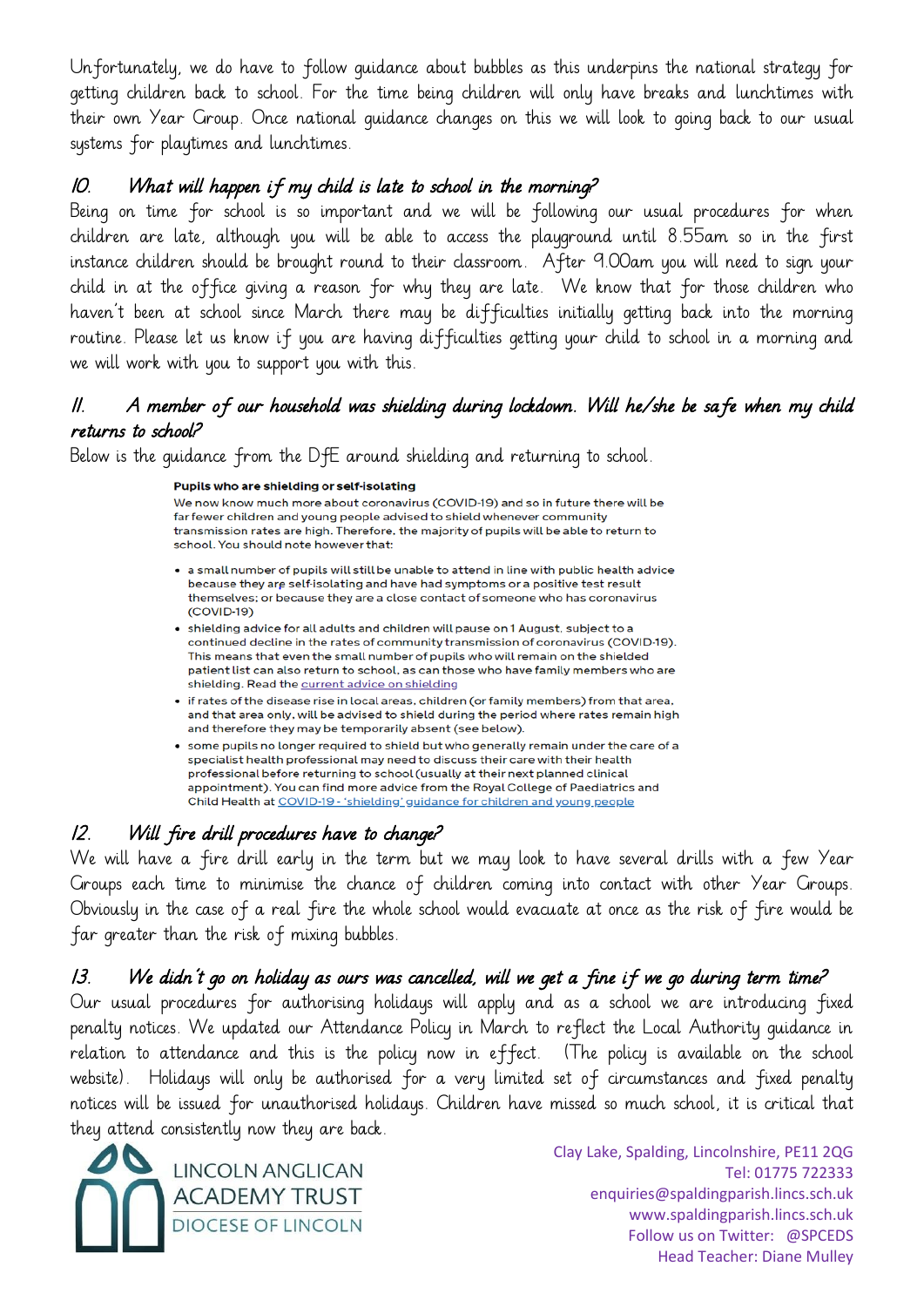Unfortunately, we do have to follow guidance about bubbles as this underpins the national strategy for getting children back to school. For the time being children will only have breaks and lunchtimes with their own Year Group. Once national guidance changes on this we will look to going back to our usual systems for playtimes and lunchtimes.

### 10. *What will happen if my child is late to school in the morning?*

Being on time for school is so important and we will be following our usual procedures for when children are late, although you will be able to access the playground until 8.55am so in the first instance children should be brought round to their classroom. After 9.00am you will need to sign your child in at the office giving a reason for why they are late. We know that for those children who haven't been at school since March there may be difficulties initially getting back into the morning routine. Please let us know if you are having difficulties getting your child to school in a morning and we will work with you to support you with this.

### 11. *A member of our household was shielding during lockdown. Will he/she be safe when my child returns to school?*

Below is the guidance from the DfE around shielding and returning to school.

> **Pupils who are shielding or self-isolating**
>
> We now know much more about coronavirus (COVID-19) and so in future there will be far fewer children and young people advised to shield whenever community transmission rates are high. Therefore, the majority of pupils will be able to return to school. You should note however that:
>
> - a small number of pupils will still be unable to attend in line with public health advice because they are self-isolating and have had symptoms or a positive test result themselves; or because they are a close contact of someone who has coronavirus (COVID-19)
> - shielding advice for all adults and children will pause on 1 August, subject to a continued decline in the rates of community transmission of coronavirus (COVID-19). This means that even the small number of pupils who will remain on the shielded patient list can also return to school, as can those who have family members who are shielding. Read the current advice on shielding
> - if rates of the disease rise in local areas, children (or family members) from that area, and that area only, will be advised to shield during the period where rates remain high and therefore they may be temporarily absent (see below).
> - some pupils no longer required to shield but who generally remain under the care of a specialist health professional may need to discuss their care with their health professional before returning to school (usually at their next planned clinical appointment). You can find more advice from the Royal College of Paediatrics and Child Health at COVID-19 - 'shielding' guidance for children and young people

### 12. *Will fire drill procedures have to change?*

We will have a fire drill early in the term but we may look to have several drills with a few Year Groups each time to minimise the chance of children coming into contact with other Year Groups. Obviously in the case of a real fire the whole school would evacuate at once as the risk of fire would be far greater than the risk of mixing bubbles.

### 13. *We didn't go on holiday as ours was cancelled, will we get a fine if we go during term time?*

Our usual procedures for authorising holidays will apply and as a school we are introducing fixed penalty notices. We updated our Attendance Policy in March to reflect the Local Authority guidance in relation to attendance and this is the policy now in effect. (The policy is available on the school website). Holidays will only be authorised for a very limited set of circumstances and fixed penalty notices will be issued for unauthorised holidays. Children have missed so much school, it is critical that they attend consistently now they are back.

LINCOLN ANGLICAN ACADEMY TRUST
DIOCESE OF LINCOLN

Clay Lake, Spalding, Lincolnshire, PE11 2QG
Tel: 01775 722333
enquiries@spaldingparish.lincs.sch.uk
www.spaldingparish.lincs.sch.uk
Follow us on Twitter: @SPCEDS
Head Teacher: Diane Mulley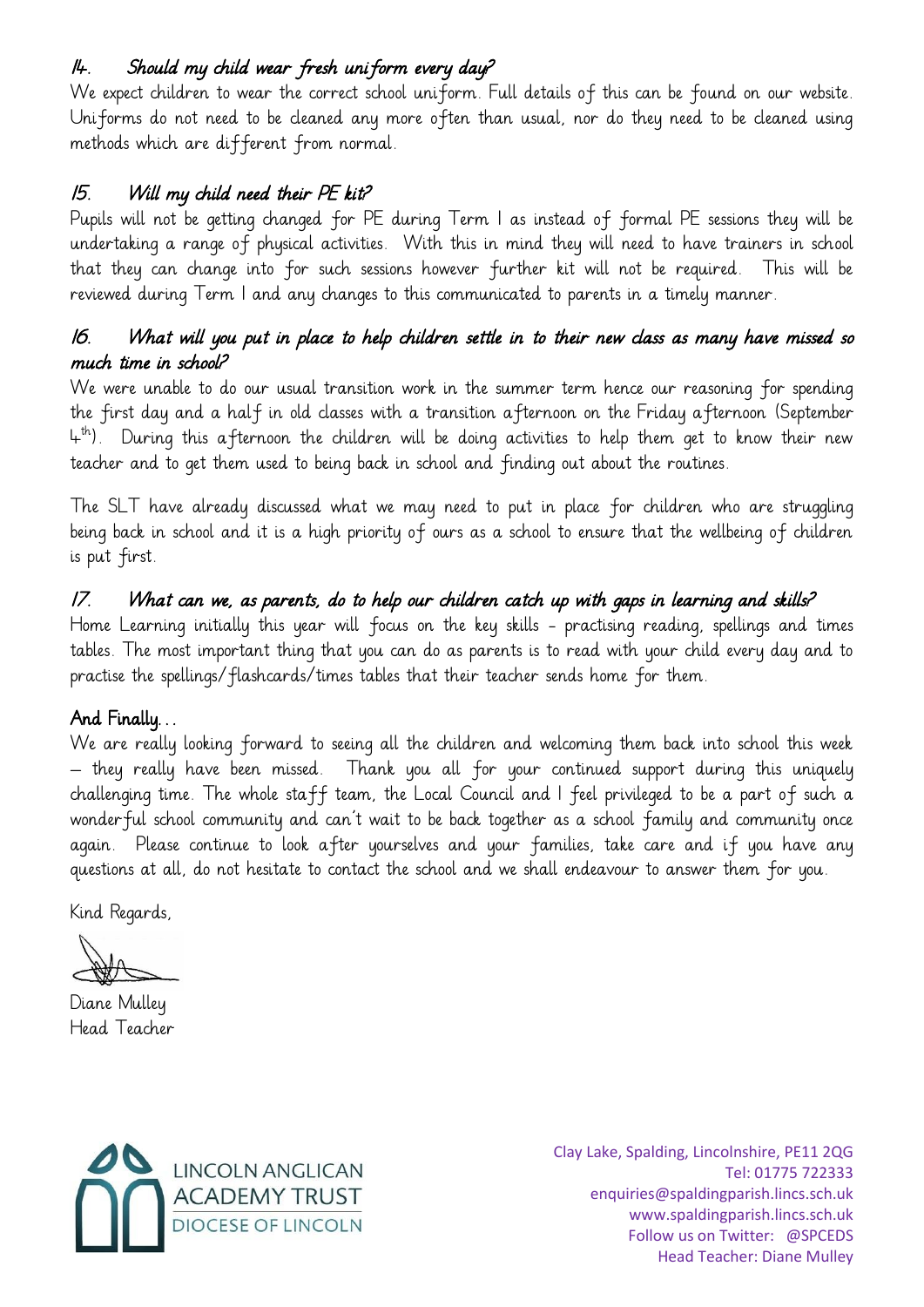### 14. *Should my child wear fresh uniform every day?*

We expect children to wear the correct school uniform. Full details of this can be found on our website. Uniforms do not need to be cleaned any more often than usual, nor do they need to be cleaned using methods which are different from normal.

### 15. *Will my child need their PE kit?*

Pupils will not be getting changed for PE during Term 1 as instead of formal PE sessions they will be undertaking a range of physical activities. With this in mind they will need to have trainers in school that they can change into for such sessions however further kit will not be required. This will be reviewed during Term 1 and any changes to this communicated to parents in a timely manner.

### 16. *What will you put in place to help children settle in to their new class as many have missed so much time in school?*

We were unable to do our usual transition work in the summer term hence our reasoning for spending the first day and a half in old classes with a transition afternoon on the Friday afternoon (September 4th). During this afternoon the children will be doing activities to help them get to know their new teacher and to get them used to being back in school and finding out about the routines.

The SLT have already discussed what we may need to put in place for children who are struggling being back in school and it is a high priority of ours as a school to ensure that the wellbeing of children is put first.

### 17. *What can we, as parents, do to help our children catch up with gaps in learning and skills?*

Home Learning initially this year will focus on the key skills – practising reading, spellings and times tables. The most important thing that you can do as parents is to read with your child every day and to practise the spellings/flashcards/times tables that their teacher sends home for them.

### And Finally…

We are really looking forward to seeing all the children and welcoming them back into school this week – they really have been missed. Thank you all for your continued support during this uniquely challenging time. The whole staff team, the Local Council and I feel privileged to be a part of such a wonderful school community and can't wait to be back together as a school family and community once again. Please continue to look after yourselves and your families, take care and if you have any questions at all, do not hesitate to contact the school and we shall endeavour to answer them for you.

Kind Regards,

Diane Mulley
Head Teacher

LINCOLN ANGLICAN ACADEMY TRUST
DIOCESE OF LINCOLN

Clay Lake, Spalding, Lincolnshire, PE11 2QG
Tel: 01775 722333
enquiries@spaldingparish.lincs.sch.uk
www.spaldingparish.lincs.sch.uk
Follow us on Twitter: @SPCEDS
Head Teacher: Diane Mulley